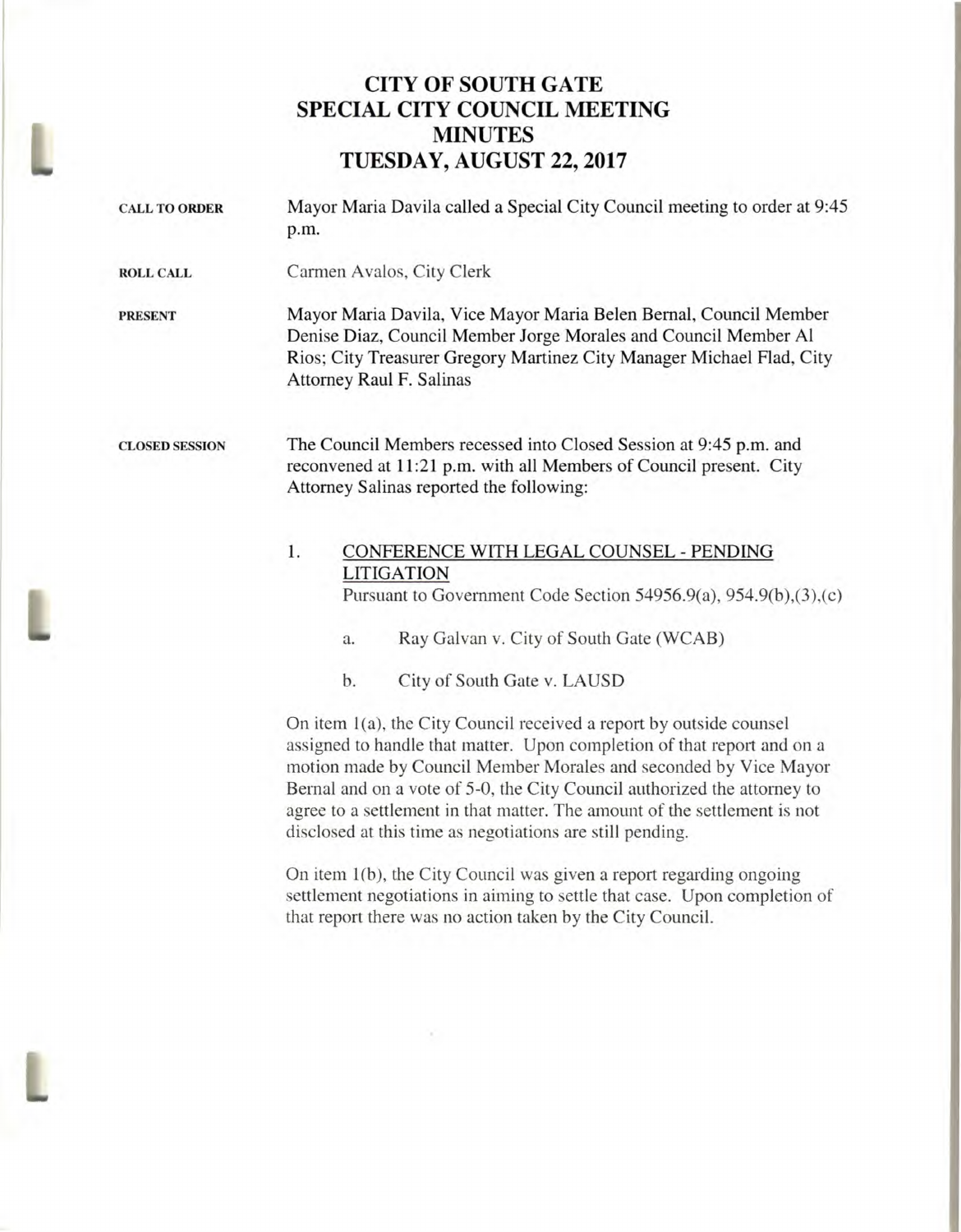# CITY OF SOUTH GATE
# SPECIAL CITY COUNCIL MEETING
# MINUTES
# TUESDAY, AUGUST 22, 2017

**CALL TO ORDER**

Mayor Maria Davila called a Special City Council meeting to order at 9:45 p.m.

**ROLL CALL**

Carmen Avalos, City Clerk

**PRESENT**

Mayor Maria Davila, Vice Mayor Maria Belen Bernal, Council Member Denise Diaz, Council Member Jorge Morales and Council Member Al Rios; City Treasurer Gregory Martinez City Manager Michael Flad, City Attorney Raul F. Salinas

**CLOSED SESSION**

The Council Members recessed into Closed Session at 9:45 p.m. and reconvened at 11:21 p.m. with all Members of Council present. City Attorney Salinas reported the following:

1. <u>CONFERENCE WITH LEGAL COUNSEL - PENDING LITIGATION</u>
   Pursuant to Government Code Section 54956.9(a), 954.9(b),(3),(c)

   a. Ray Galvan v. City of South Gate (WCAB)

   b. City of South Gate v. LAUSD

On item 1(a), the City Council received a report by outside counsel assigned to handle that matter. Upon completion of that report and on a motion made by Council Member Morales and seconded by Vice Mayor Bernal and on a vote of 5-0, the City Council authorized the attorney to agree to a settlement in that matter. The amount of the settlement is not disclosed at this time as negotiations are still pending.

On item 1(b), the City Council was given a report regarding ongoing settlement negotiations in aiming to settle that case. Upon completion of that report there was no action taken by the City Council.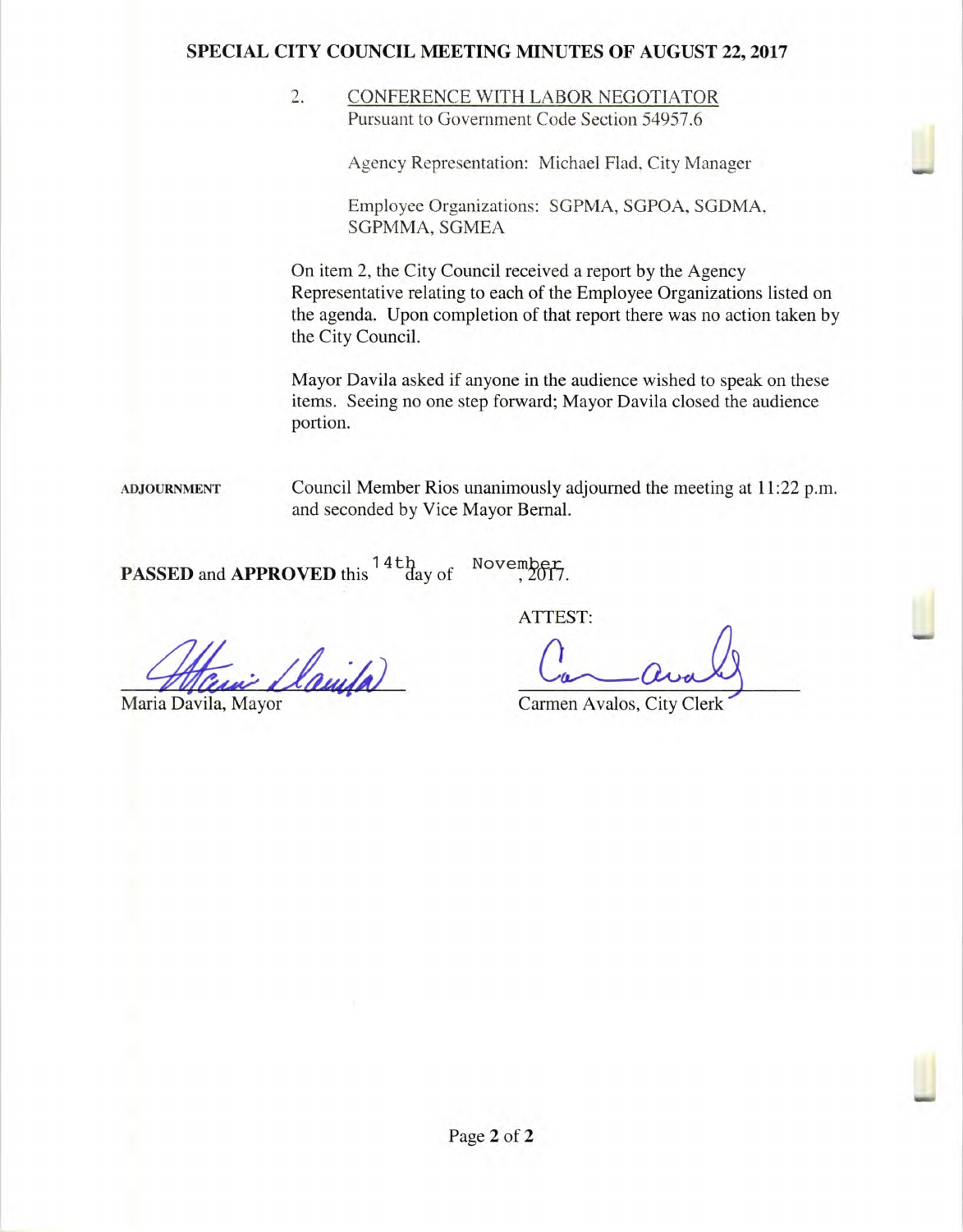**SPECIAL CITY COUNCIL MEETING MINUTES OF AUGUST 22, 2017**

2. CONFERENCE WITH LABOR NEGOTIATOR
   Pursuant to Government Code Section 54957.6

   Agency Representation: Michael Flad, City Manager

   Employee Organizations: SGPMA, SGPOA, SGDMA, SGPMMA, SGMEA

On item 2, the City Council received a report by the Agency Representative relating to each of the Employee Organizations listed on the agenda. Upon completion of that report there was no action taken by the City Council.

Mayor Davila asked if anyone in the audience wished to speak on these items. Seeing no one step forward; Mayor Davila closed the audience portion.

**ADJOURNMENT** Council Member Rios unanimously adjourned the meeting at 11:22 p.m. and seconded by Vice Mayor Bernal.

**PASSED** and **APPROVED** this 14th day of November, 2017.

ATTEST:

Maria Davila, Mayor

Carmen Avalos, City Clerk